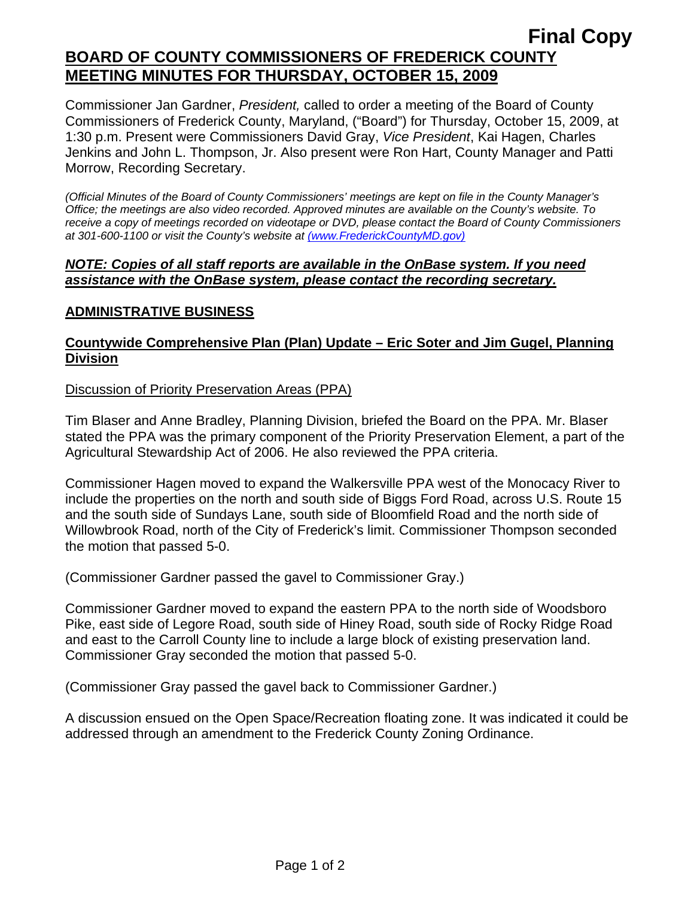**Final Copy**

# BOARD OF COUNTY COMMISSIONERS OF FREDERICK COUNTY MEETING MINUTES FOR THURSDAY, OCTOBER 15, 2009

Commissioner Jan Gardner, *President,* called to order a meeting of the Board of County Commissioners of Frederick County, Maryland, ("Board") for Thursday, October 15, 2009, at 1:30 p.m. Present were Commissioners David Gray, *Vice President*, Kai Hagen, Charles Jenkins and John L. Thompson, Jr. Also present were Ron Hart, County Manager and Patti Morrow, Recording Secretary.

*(Official Minutes of the Board of County Commissioners' meetings are kept on file in the County Manager's Office; the meetings are also video recorded. Approved minutes are available on the County's website. To receive a copy of meetings recorded on videotape or DVD, please contact the Board of County Commissioners at 301-600-1100 or visit the County's website at (www.FrederickCountyMD.gov)*

***NOTE: Copies of all staff reports are available in the OnBase system. If you need assistance with the OnBase system, please contact the recording secretary.***

## ADMINISTRATIVE BUSINESS

### Countywide Comprehensive Plan (Plan) Update – Eric Soter and Jim Gugel, Planning Division

Discussion of Priority Preservation Areas (PPA)

Tim Blaser and Anne Bradley, Planning Division, briefed the Board on the PPA. Mr. Blaser stated the PPA was the primary component of the Priority Preservation Element, a part of the Agricultural Stewardship Act of 2006. He also reviewed the PPA criteria.

Commissioner Hagen moved to expand the Walkersville PPA west of the Monocacy River to include the properties on the north and south side of Biggs Ford Road, across U.S. Route 15 and the south side of Sundays Lane, south side of Bloomfield Road and the north side of Willowbrook Road, north of the City of Frederick's limit. Commissioner Thompson seconded the motion that passed 5-0.

(Commissioner Gardner passed the gavel to Commissioner Gray.)

Commissioner Gardner moved to expand the eastern PPA to the north side of Woodsboro Pike, east side of Legore Road, south side of Hiney Road, south side of Rocky Ridge Road and east to the Carroll County line to include a large block of existing preservation land. Commissioner Gray seconded the motion that passed 5-0.

(Commissioner Gray passed the gavel back to Commissioner Gardner.)

A discussion ensued on the Open Space/Recreation floating zone. It was indicated it could be addressed through an amendment to the Frederick County Zoning Ordinance.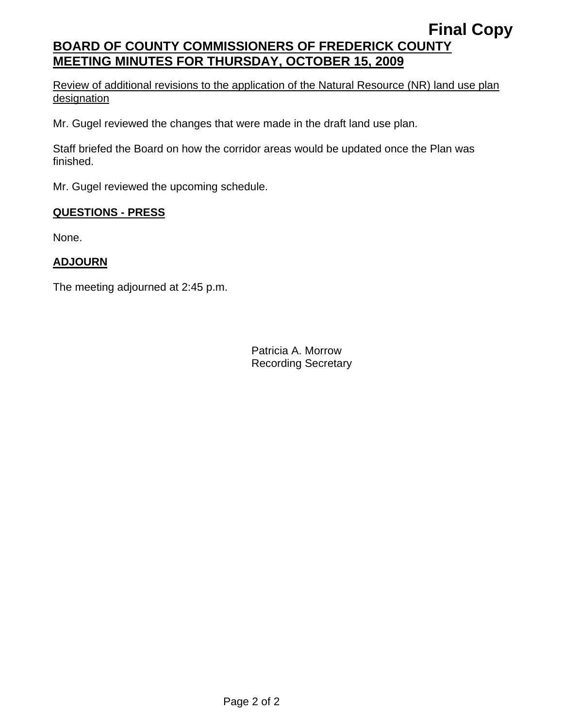Review of additional revisions to the application of the Natural Resource (NR) land use plan designation

Mr. Gugel reviewed the changes that were made in the draft land use plan.

Staff briefed the Board on how the corridor areas would be updated once the Plan was finished.

Mr. Gugel reviewed the upcoming schedule.

**QUESTIONS - PRESS**

None.

**ADJOURN**

The meeting adjourned at 2:45 p.m.

Patricia A. Morrow
Recording Secretary